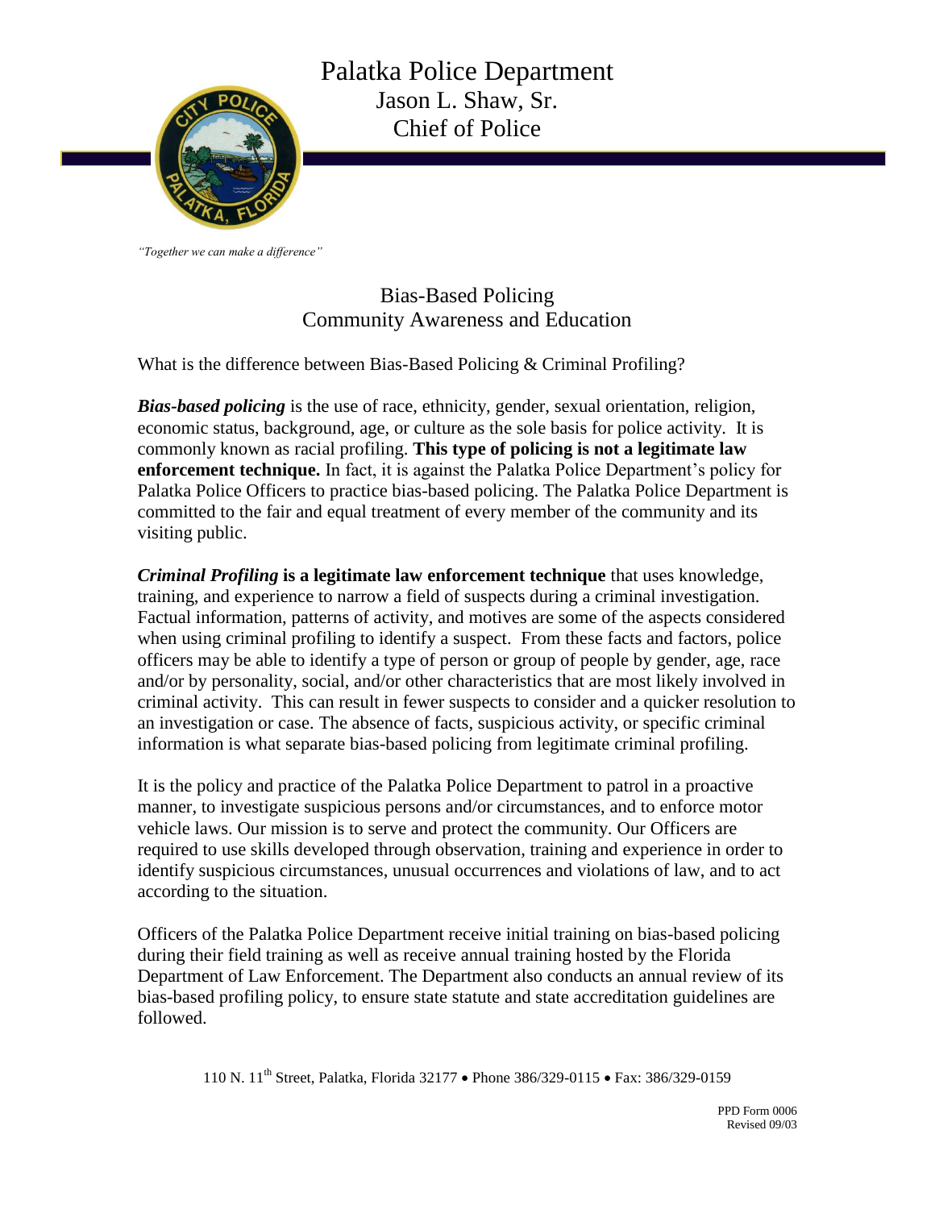# Palatka Police Department

Jason L. Shaw, Sr.
Chief of Police

*"Together we can make a difference"*

## Bias-Based Policing
## Community Awareness and Education

What is the difference between Bias-Based Policing & Criminal Profiling?

***Bias-based policing*** is the use of race, ethnicity, gender, sexual orientation, religion, economic status, background, age, or culture as the sole basis for police activity. It is commonly known as racial profiling. **This type of policing is not a legitimate law enforcement technique.** In fact, it is against the Palatka Police Department's policy for Palatka Police Officers to practice bias-based policing. The Palatka Police Department is committed to the fair and equal treatment of every member of the community and its visiting public.

***Criminal Profiling* is a legitimate law enforcement technique** that uses knowledge, training, and experience to narrow a field of suspects during a criminal investigation. Factual information, patterns of activity, and motives are some of the aspects considered when using criminal profiling to identify a suspect. From these facts and factors, police officers may be able to identify a type of person or group of people by gender, age, race and/or by personality, social, and/or other characteristics that are most likely involved in criminal activity. This can result in fewer suspects to consider and a quicker resolution to an investigation or case. The absence of facts, suspicious activity, or specific criminal information is what separate bias-based policing from legitimate criminal profiling.

It is the policy and practice of the Palatka Police Department to patrol in a proactive manner, to investigate suspicious persons and/or circumstances, and to enforce motor vehicle laws. Our mission is to serve and protect the community. Our Officers are required to use skills developed through observation, training and experience in order to identify suspicious circumstances, unusual occurrences and violations of law, and to act according to the situation.

Officers of the Palatka Police Department receive initial training on bias-based policing during their field training as well as receive annual training hosted by the Florida Department of Law Enforcement. The Department also conducts an annual review of its bias-based profiling policy, to ensure state statute and state accreditation guidelines are followed.

110 N. 11th Street, Palatka, Florida 32177 • Phone 386/329-0115 • Fax: 386/329-0159

PPD Form 0006
Revised 09/03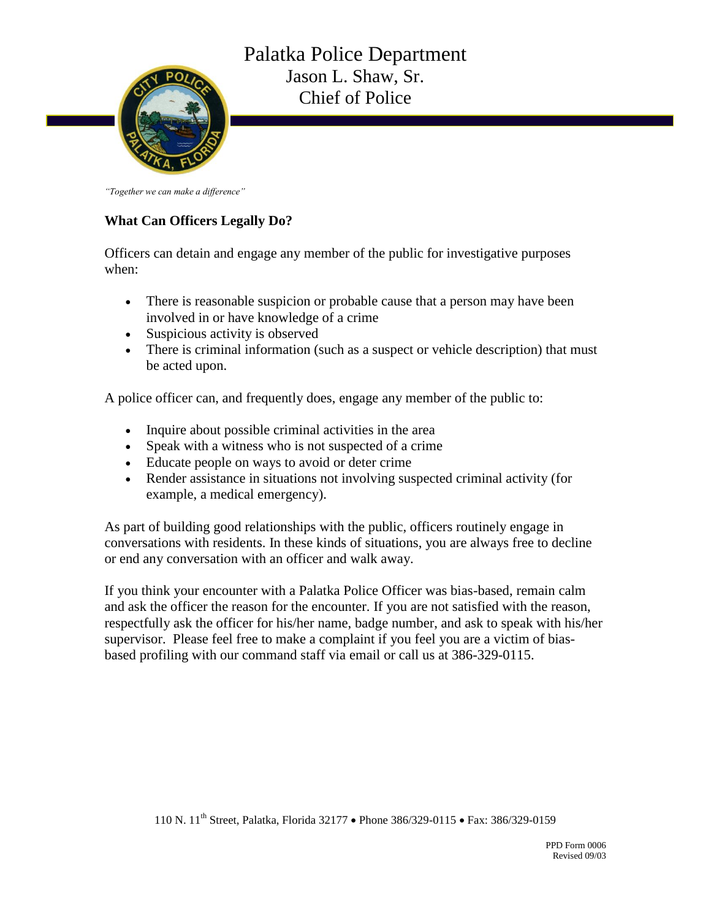# Palatka Police Department

Jason L. Shaw, Sr.
Chief of Police

*"Together we can make a difference"*

**What Can Officers Legally Do?**

Officers can detain and engage any member of the public for investigative purposes when:

- There is reasonable suspicion or probable cause that a person may have been involved in or have knowledge of a crime
- Suspicious activity is observed
- There is criminal information (such as a suspect or vehicle description) that must be acted upon.

A police officer can, and frequently does, engage any member of the public to:

- Inquire about possible criminal activities in the area
- Speak with a witness who is not suspected of a crime
- Educate people on ways to avoid or deter crime
- Render assistance in situations not involving suspected criminal activity (for example, a medical emergency).

As part of building good relationships with the public, officers routinely engage in conversations with residents. In these kinds of situations, you are always free to decline or end any conversation with an officer and walk away.

If you think your encounter with a Palatka Police Officer was bias-based, remain calm and ask the officer the reason for the encounter. If you are not satisfied with the reason, respectfully ask the officer for his/her name, badge number, and ask to speak with his/her supervisor. Please feel free to make a complaint if you feel you are a victim of bias-based profiling with our command staff via email or call us at 386-329-0115.

110 N. 11th Street, Palatka, Florida 32177 • Phone 386/329-0115 • Fax: 386/329-0159

PPD Form 0006
Revised 09/03